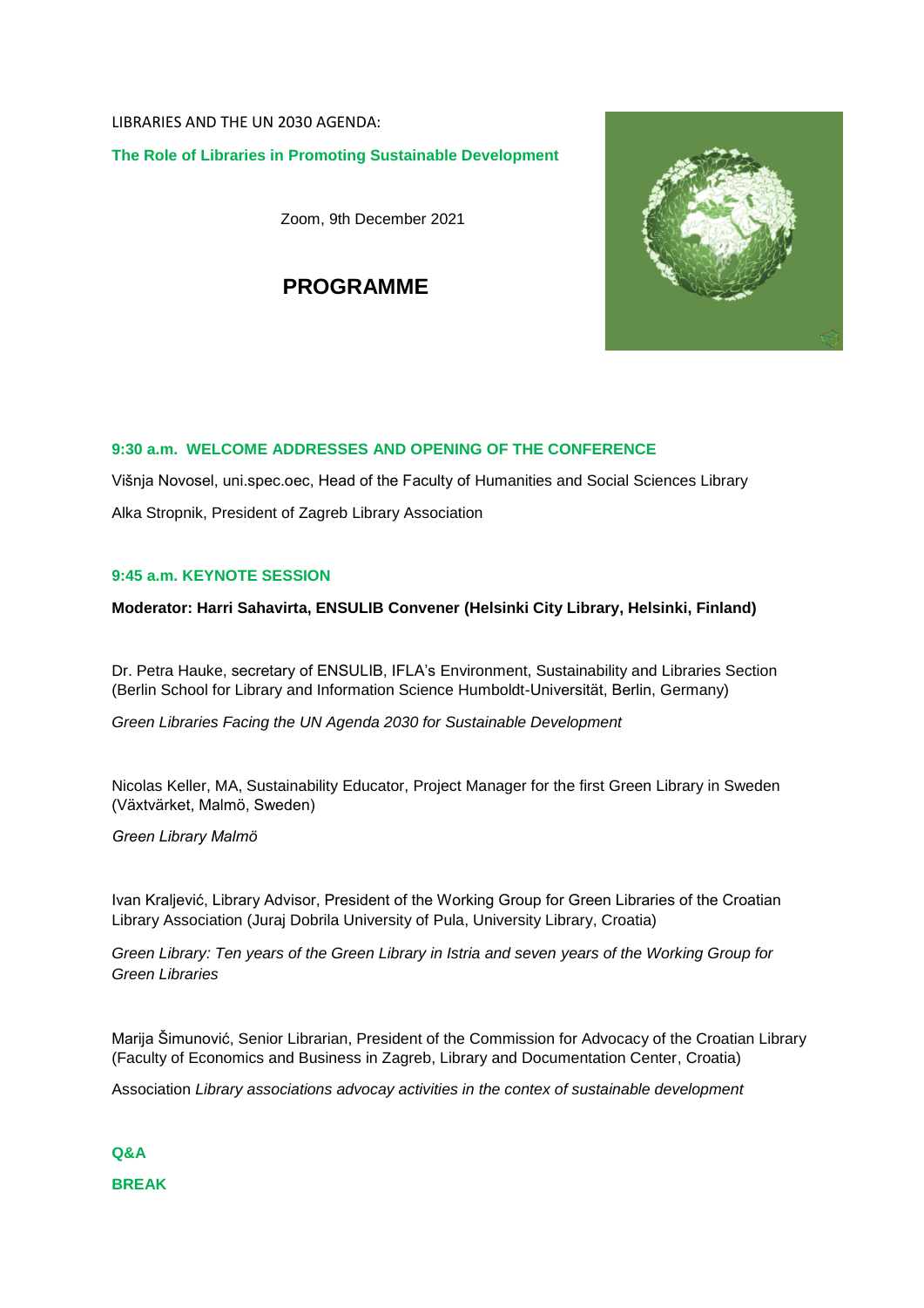LIBRARIES AND THE UN 2030 AGENDA:

**The Role of Libraries in Promoting Sustainable Development**

Zoom, 9th December 2021

# PROGRAMME

### 9:30 a.m. WELCOME ADDRESSES AND OPENING OF THE CONFERENCE

Višnja Novosel, uni.spec.oec, Head of the Faculty of Humanities and Social Sciences Library

Alka Stropnik, President of Zagreb Library Association

### 9:45 a.m. KEYNOTE SESSION

**Moderator: Harri Sahavirta, ENSULIB Convener (Helsinki City Library, Helsinki, Finland)**

Dr. Petra Hauke, secretary of ENSULIB, IFLA's Environment, Sustainability and Libraries Section (Berlin School for Library and Information Science Humboldt-Universität, Berlin, Germany)

*Green Libraries Facing the UN Agenda 2030 for Sustainable Development*

Nicolas Keller, MA, Sustainability Educator, Project Manager for the first Green Library in Sweden (Växtvärket, Malmö, Sweden)

*Green Library Malmö*

Ivan Kraljević, Library Advisor, President of the Working Group for Green Libraries of the Croatian Library Association (Juraj Dobrila University of Pula, University Library, Croatia)

*Green Library: Ten years of the Green Library in Istria and seven years of the Working Group for Green Libraries*

Marija Šimunović, Senior Librarian, President of the Commission for Advocacy of the Croatian Library (Faculty of Economics and Business in Zagreb, Library and Documentation Center, Croatia)

Association *Library associations advocay activities in the contex of sustainable development*

**Q&A**

**BREAK**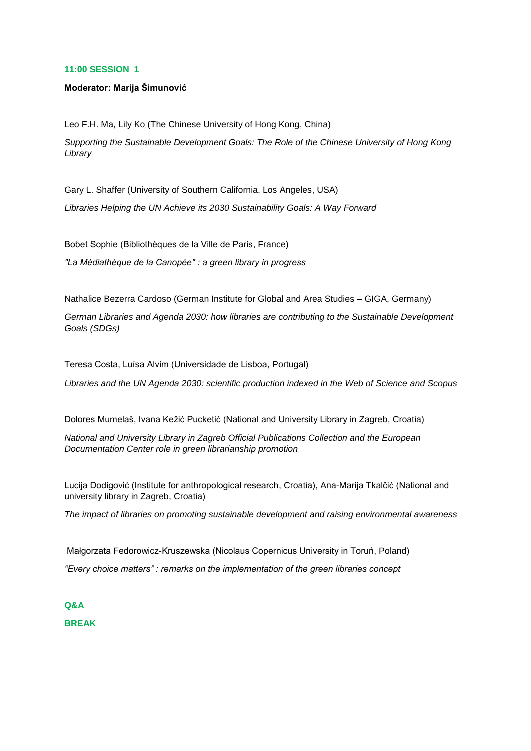## 11:00 SESSION 1

**Moderator: Marija Šimunović**

Leo F.H. Ma, Lily Ko (The Chinese University of Hong Kong, China)

*Supporting the Sustainable Development Goals: The Role of the Chinese University of Hong Kong Library*

Gary L. Shaffer (University of Southern California, Los Angeles, USA)

*Libraries Helping the UN Achieve its 2030 Sustainability Goals: A Way Forward*

Bobet Sophie (Bibliothèques de la Ville de Paris, France)

*"La Médiathèque de la Canopée" : a green library in progress*

Nathalice Bezerra Cardoso (German Institute for Global and Area Studies – GIGA, Germany)

*German Libraries and Agenda 2030: how libraries are contributing to the Sustainable Development Goals (SDGs)*

Teresa Costa, Luísa Alvim (Universidade de Lisboa, Portugal)

*Libraries and the UN Agenda 2030: scientific production indexed in the Web of Science and Scopus*

Dolores Mumelaš, Ivana Kežić Pucketić (National and University Library in Zagreb, Croatia)

*National and University Library in Zagreb Official Publications Collection and the European Documentation Center role in green librarianship promotion*

Lucija Dodigović (Institute for anthropological research, Croatia), Ana-Marija Tkalčić (National and university library in Zagreb, Croatia)

*The impact of libraries on promoting sustainable development and raising environmental awareness*

Małgorzata Fedorowicz-Kruszewska (Nicolaus Copernicus University in Toruń, Poland)

*"Every choice matters" : remarks on the implementation of the green libraries concept*

**Q&A**

**BREAK**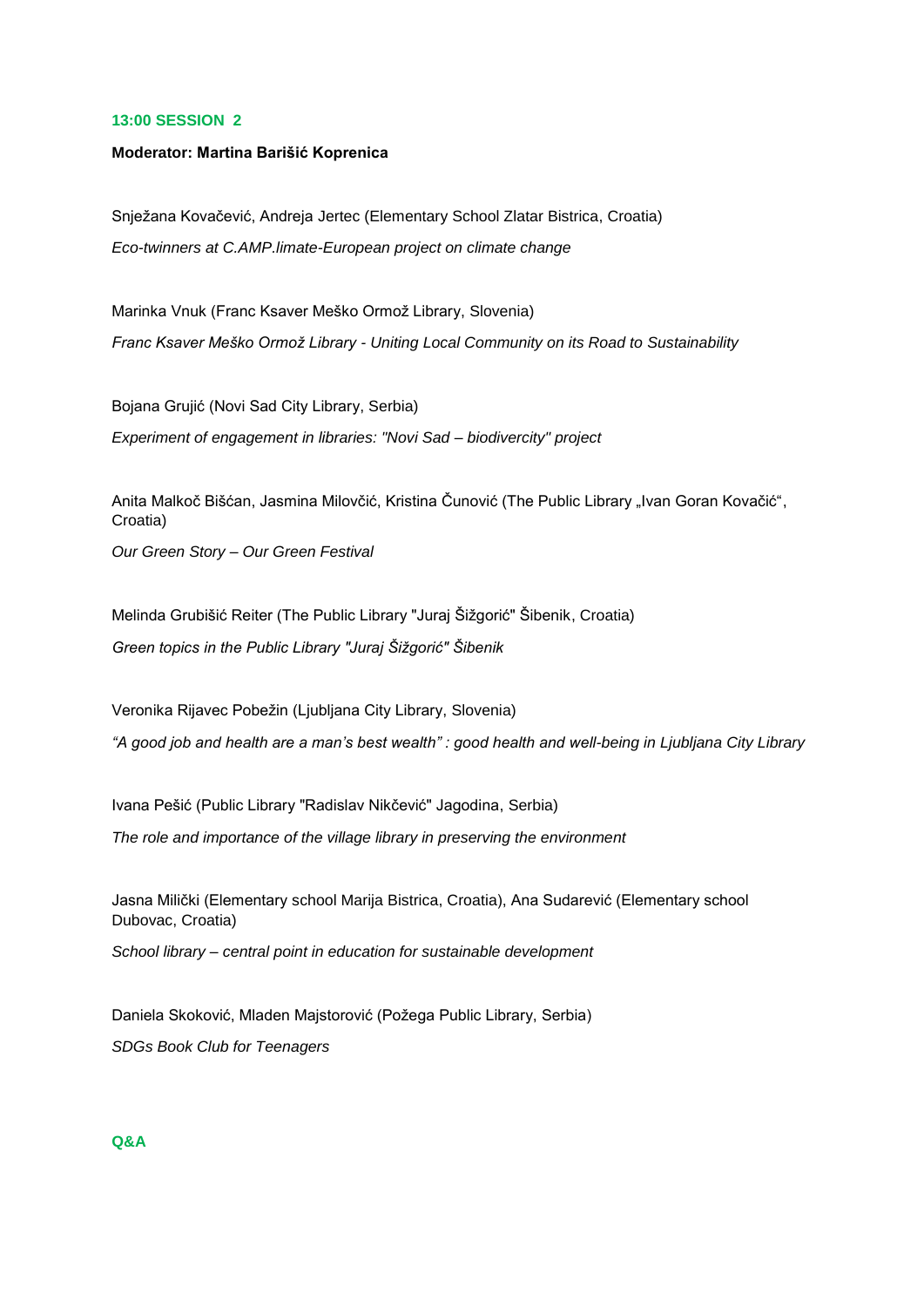## 13:00 SESSION 2

**Moderator: Martina Barišić Koprenica**

Snježana Kovačević, Andreja Jertec (Elementary School Zlatar Bistrica, Croatia)

*Eco-twinners at C.AMP.limate-European project on climate change*

Marinka Vnuk (Franc Ksaver Meško Ormož Library, Slovenia)

*Franc Ksaver Meško Ormož Library - Uniting Local Community on its Road to Sustainability*

Bojana Grujić (Novi Sad City Library, Serbia)

*Experiment of engagement in libraries: "Novi Sad – biodivercity" project*

Anita Malkoč Bišćan, Jasmina Milovčić, Kristina Čunović (The Public Library „Ivan Goran Kovačić", Croatia)

*Our Green Story – Our Green Festival*

Melinda Grubišić Reiter (The Public Library "Juraj Šižgorić" Šibenik, Croatia)

*Green topics in the Public Library "Juraj Šižgorić" Šibenik*

Veronika Rijavec Pobežin (Ljubljana City Library, Slovenia)

*"A good job and health are a man's best wealth" : good health and well-being in Ljubljana City Library*

Ivana Pešić (Public Library "Radislav Nikčević" Jagodina, Serbia)

*The role and importance of the village library in preserving the environment*

Jasna Milički (Elementary school Marija Bistrica, Croatia), Ana Sudarević (Elementary school Dubovac, Croatia)

*School library – central point in education for sustainable development*

Daniela Skoković, Mladen Majstorović (Požega Public Library, Serbia)

*SDGs Book Club for Teenagers*

## Q&A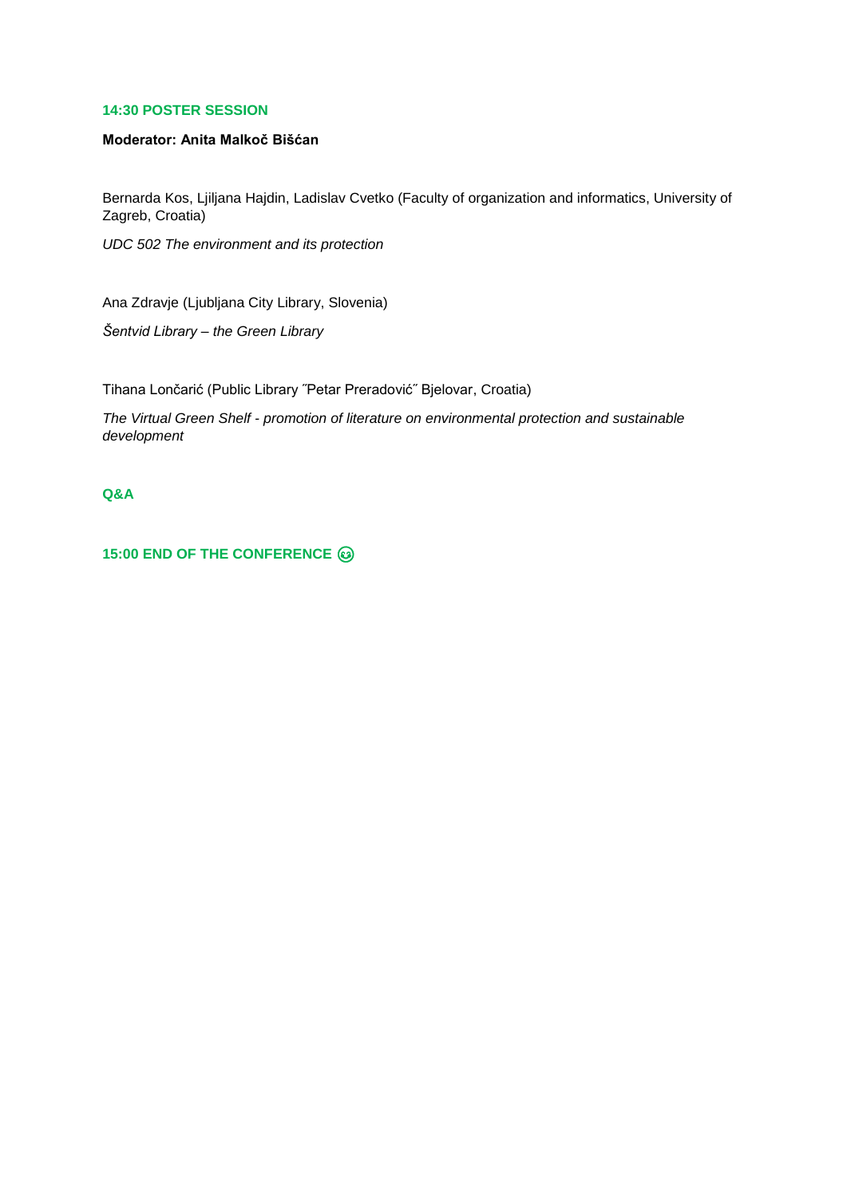## 14:30 POSTER SESSION

**Moderator: Anita Malkoč Bišćan**

Bernarda Kos, Ljiljana Hajdin, Ladislav Cvetko (Faculty of organization and informatics, University of Zagreb, Croatia)

*UDC 502 The environment and its protection*

Ana Zdravje (Ljubljana City Library, Slovenia)

*Šentvid Library – the Green Library*

Tihana Lončarić (Public Library ˝Petar Preradović˝ Bjelovar, Croatia)

*The Virtual Green Shelf - promotion of literature on environmental protection and sustainable development*

## Q&A

## 15:00 END OF THE CONFERENCE ☺